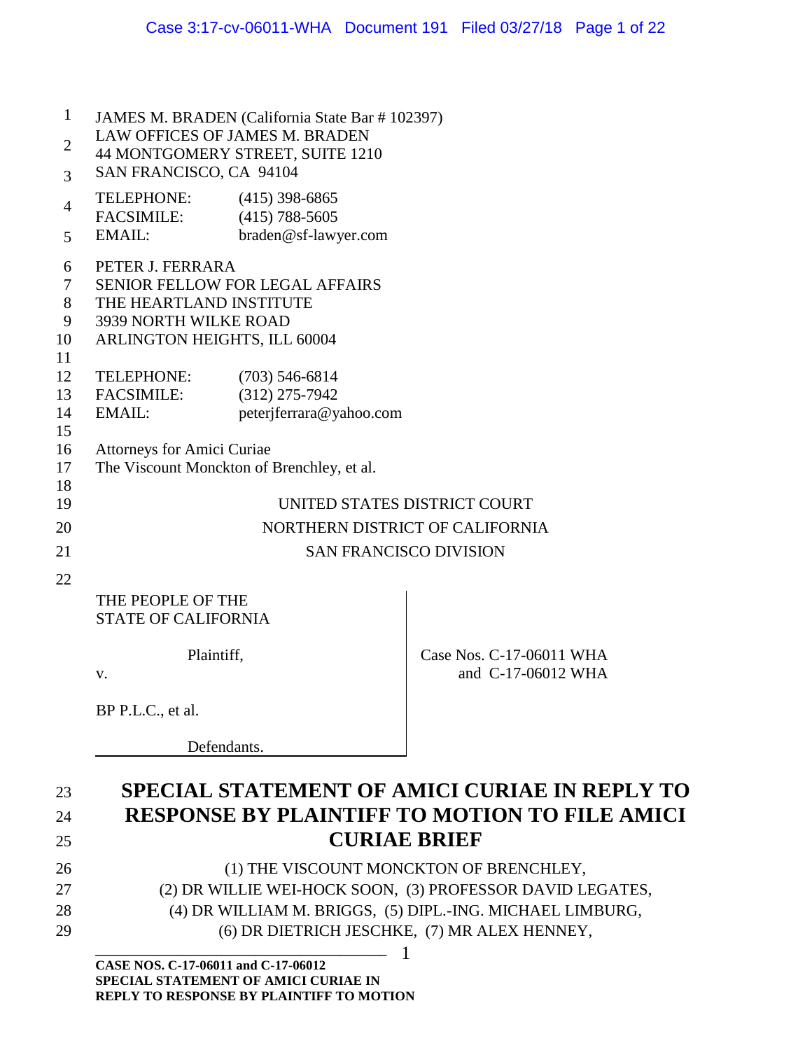JAMES M. BRADEN (California State Bar # 102397)
LAW OFFICES OF JAMES M. BRADEN
44 MONTGOMERY STREET, SUITE 1210
SAN FRANCISCO, CA 94104

TELEPHONE: (415) 398-6865
FACSIMILE: (415) 788-5605
EMAIL: braden@sf-lawyer.com

PETER J. FERRARA
SENIOR FELLOW FOR LEGAL AFFAIRS
THE HEARTLAND INSTITUTE
3939 NORTH WILKE ROAD
ARLINGTON HEIGHTS, ILL 60004

TELEPHONE: (703) 546-6814
FACSIMILE: (312) 275-7942
EMAIL: peterjferrara@yahoo.com

Attorneys for Amici Curiae
The Viscount Monckton of Brenchley, et al.

UNITED STATES DISTRICT COURT
NORTHERN DISTRICT OF CALIFORNIA
SAN FRANCISCO DIVISION

| | |
|---|---|
| THE PEOPLE OF THE STATE OF CALIFORNIA<br><br>Plaintiff,<br>v.<br><br>BP P.L.C., et al.<br><br>Defendants. | Case Nos. C-17-06011 WHA and C-17-06012 WHA |

# SPECIAL STATEMENT OF AMICI CURIAE IN REPLY TO RESPONSE BY PLAINTIFF TO MOTION TO FILE AMICI CURIAE BRIEF

(1) THE VISCOUNT MONCKTON OF BRENCHLEY,
(2) DR WILLIE WEI-HOCK SOON, (3) PROFESSOR DAVID LEGATES,
(4) DR WILLIAM M. BRIGGS, (5) DIPL.-ING. MICHAEL LIMBURG,
(6) DR DIETRICH JESCHKE, (7) MR ALEX HENNEY,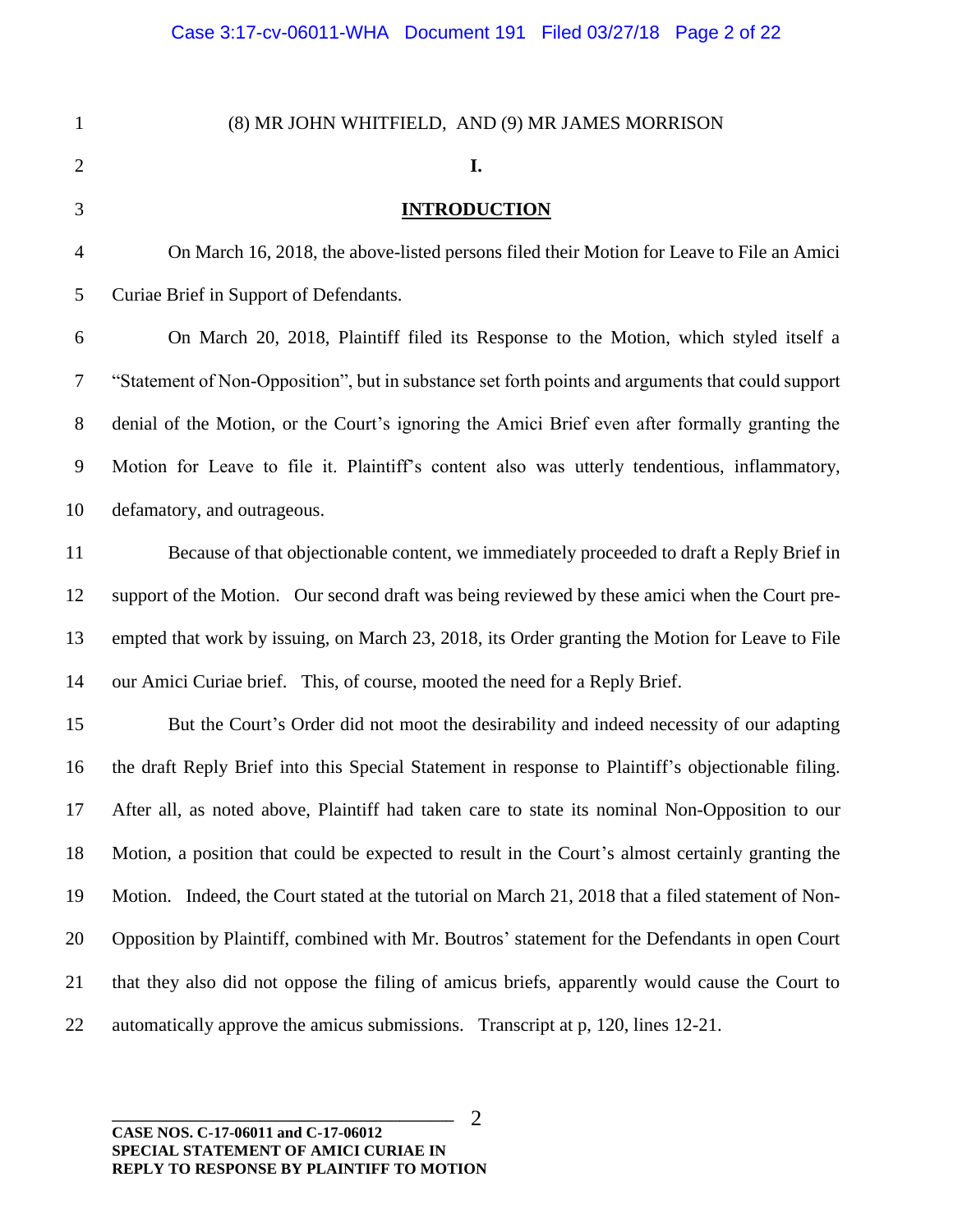(8) MR JOHN WHITFIELD, AND (9) MR JAMES MORRISON

## I.

## INTRODUCTION

On March 16, 2018, the above-listed persons filed their Motion for Leave to File an Amici Curiae Brief in Support of Defendants.

On March 20, 2018, Plaintiff filed its Response to the Motion, which styled itself a "Statement of Non-Opposition", but in substance set forth points and arguments that could support denial of the Motion, or the Court's ignoring the Amici Brief even after formally granting the Motion for Leave to file it. Plaintiff's content also was utterly tendentious, inflammatory, defamatory, and outrageous.

Because of that objectionable content, we immediately proceeded to draft a Reply Brief in support of the Motion. Our second draft was being reviewed by these amici when the Court pre-empted that work by issuing, on March 23, 2018, its Order granting the Motion for Leave to File our Amici Curiae brief. This, of course, mooted the need for a Reply Brief.

But the Court's Order did not moot the desirability and indeed necessity of our adapting the draft Reply Brief into this Special Statement in response to Plaintiff's objectionable filing. After all, as noted above, Plaintiff had taken care to state its nominal Non-Opposition to our Motion, a position that could be expected to result in the Court's almost certainly granting the Motion. Indeed, the Court stated at the tutorial on March 21, 2018 that a filed statement of Non-Opposition by Plaintiff, combined with Mr. Boutros' statement for the Defendants in open Court that they also did not oppose the filing of amicus briefs, apparently would cause the Court to automatically approve the amicus submissions. Transcript at p, 120, lines 12-21.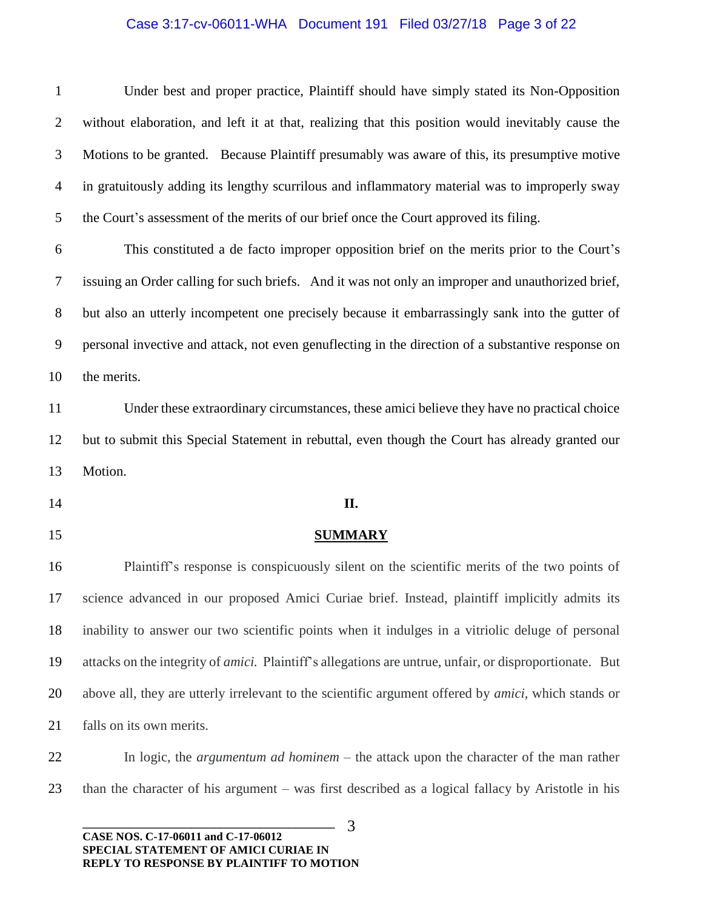Under best and proper practice, Plaintiff should have simply stated its Non-Opposition without elaboration, and left it at that, realizing that this position would inevitably cause the Motions to be granted. Because Plaintiff presumably was aware of this, its presumptive motive in gratuitously adding its lengthy scurrilous and inflammatory material was to improperly sway the Court's assessment of the merits of our brief once the Court approved its filing.

This constituted a de facto improper opposition brief on the merits prior to the Court's issuing an Order calling for such briefs. And it was not only an improper and unauthorized brief, but also an utterly incompetent one precisely because it embarrassingly sank into the gutter of personal invective and attack, not even genuflecting in the direction of a substantive response on the merits.

Under these extraordinary circumstances, these amici believe they have no practical choice but to submit this Special Statement in rebuttal, even though the Court has already granted our Motion.

## II.

## SUMMARY

Plaintiff's response is conspicuously silent on the scientific merits of the two points of science advanced in our proposed Amici Curiae brief. Instead, plaintiff implicitly admits its inability to answer our two scientific points when it indulges in a vitriolic deluge of personal attacks on the integrity of *amici.* Plaintiff's allegations are untrue, unfair, or disproportionate. But above all, they are utterly irrelevant to the scientific argument offered by *amici*, which stands or falls on its own merits.

In logic, the *argumentum ad hominem* – the attack upon the character of the man rather than the character of his argument – was first described as a logical fallacy by Aristotle in his

**CASE NOS. C-17-06011 and C-17-06012**
**SPECIAL STATEMENT OF AMICI CURIAE IN REPLY TO RESPONSE BY PLAINTIFF TO MOTION**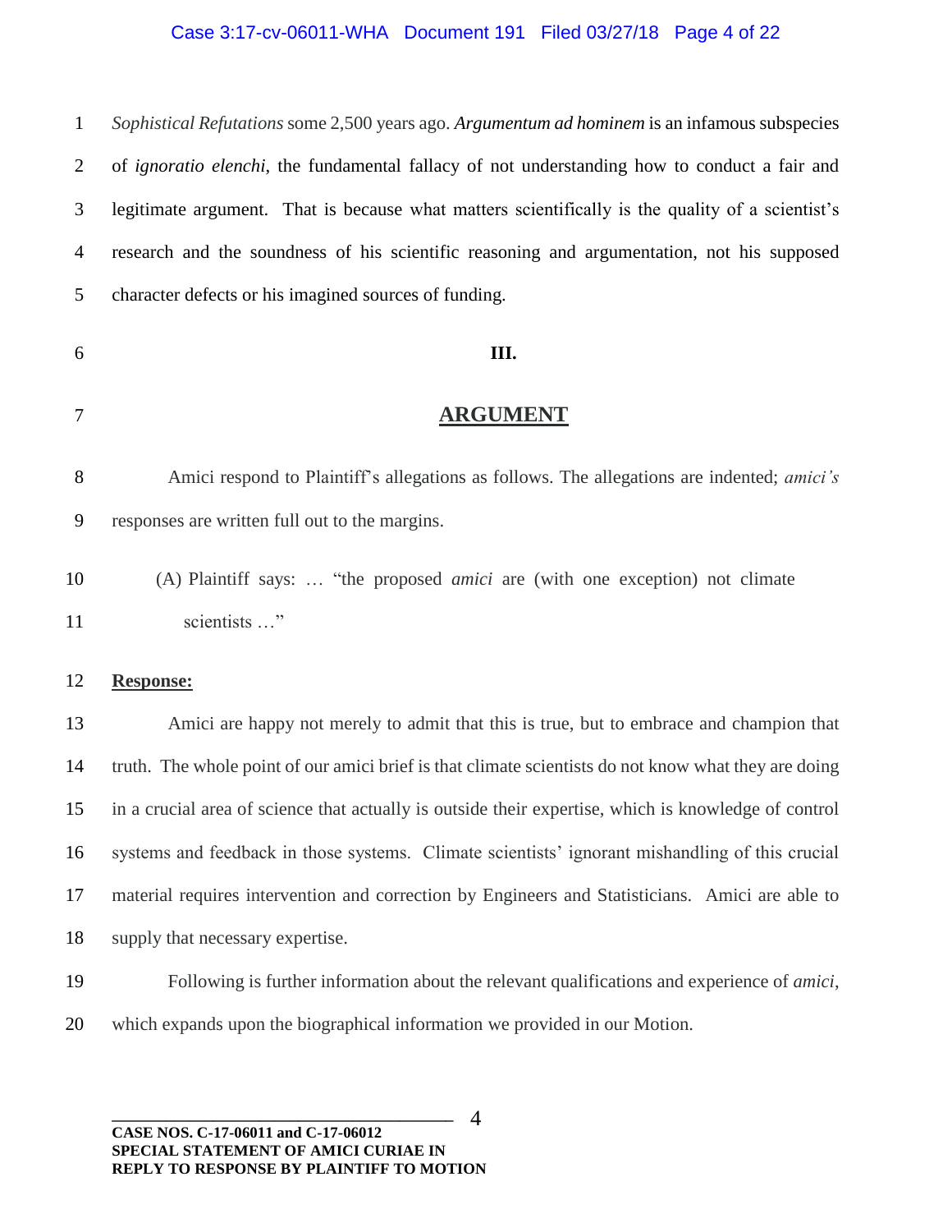*Sophistical Refutations* some 2,500 years ago. *Argumentum ad hominem* is an infamous subspecies of *ignoratio elenchi*, the fundamental fallacy of not understanding how to conduct a fair and legitimate argument. That is because what matters scientifically is the quality of a scientist's research and the soundness of his scientific reasoning and argumentation, not his supposed character defects or his imagined sources of funding.

## III.

## ARGUMENT

Amici respond to Plaintiff's allegations as follows. The allegations are indented; *amici's* responses are written full out to the margins.

> (A) Plaintiff says: … "the proposed *amici* are (with one exception) not climate scientists …"

**Response:**

Amici are happy not merely to admit that this is true, but to embrace and champion that truth. The whole point of our amici brief is that climate scientists do not know what they are doing in a crucial area of science that actually is outside their expertise, which is knowledge of control systems and feedback in those systems. Climate scientists' ignorant mishandling of this crucial material requires intervention and correction by Engineers and Statisticians. Amici are able to supply that necessary expertise.

Following is further information about the relevant qualifications and experience of *amici*, which expands upon the biographical information we provided in our Motion.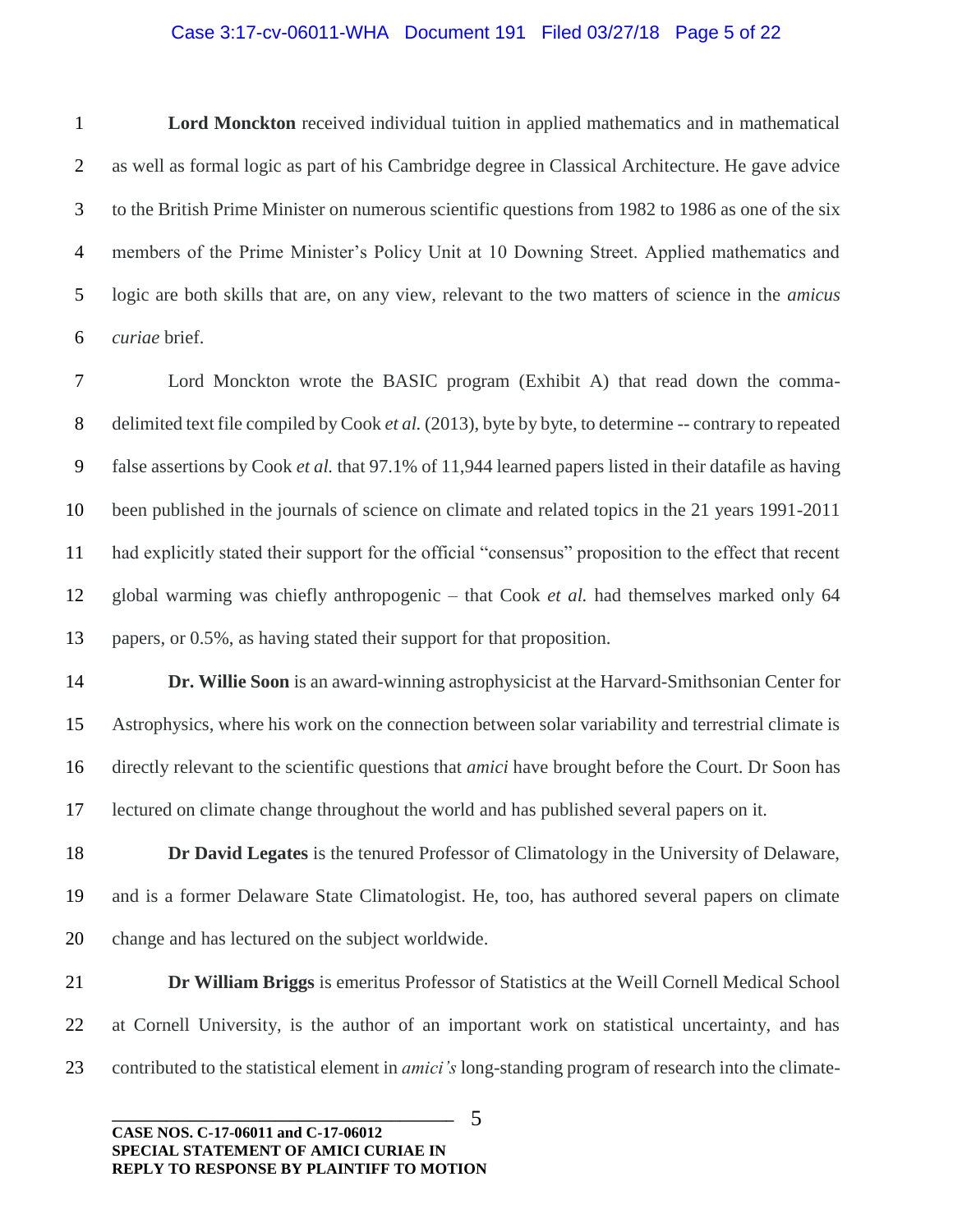**Lord Monckton** received individual tuition in applied mathematics and in mathematical as well as formal logic as part of his Cambridge degree in Classical Architecture. He gave advice to the British Prime Minister on numerous scientific questions from 1982 to 1986 as one of the six members of the Prime Minister's Policy Unit at 10 Downing Street. Applied mathematics and logic are both skills that are, on any view, relevant to the two matters of science in the *amicus curiae* brief.

Lord Monckton wrote the BASIC program (Exhibit A) that read down the comma-delimited text file compiled by Cook *et al.* (2013), byte by byte, to determine -- contrary to repeated false assertions by Cook *et al.* that 97.1% of 11,944 learned papers listed in their datafile as having been published in the journals of science on climate and related topics in the 21 years 1991-2011 had explicitly stated their support for the official "consensus" proposition to the effect that recent global warming was chiefly anthropogenic – that Cook *et al.* had themselves marked only 64 papers, or 0.5%, as having stated their support for that proposition.

**Dr. Willie Soon** is an award-winning astrophysicist at the Harvard-Smithsonian Center for Astrophysics, where his work on the connection between solar variability and terrestrial climate is directly relevant to the scientific questions that *amici* have brought before the Court. Dr Soon has lectured on climate change throughout the world and has published several papers on it.

**Dr David Legates** is the tenured Professor of Climatology in the University of Delaware, and is a former Delaware State Climatologist. He, too, has authored several papers on climate change and has lectured on the subject worldwide.

**Dr William Briggs** is emeritus Professor of Statistics at the Weill Cornell Medical School at Cornell University, is the author of an important work on statistical uncertainty, and has contributed to the statistical element in *amici's* long-standing program of research into the climate-

**CASE NOS. C-17-06011 and C-17-06012**
**SPECIAL STATEMENT OF AMICI CURIAE IN REPLY TO RESPONSE BY PLAINTIFF TO MOTION**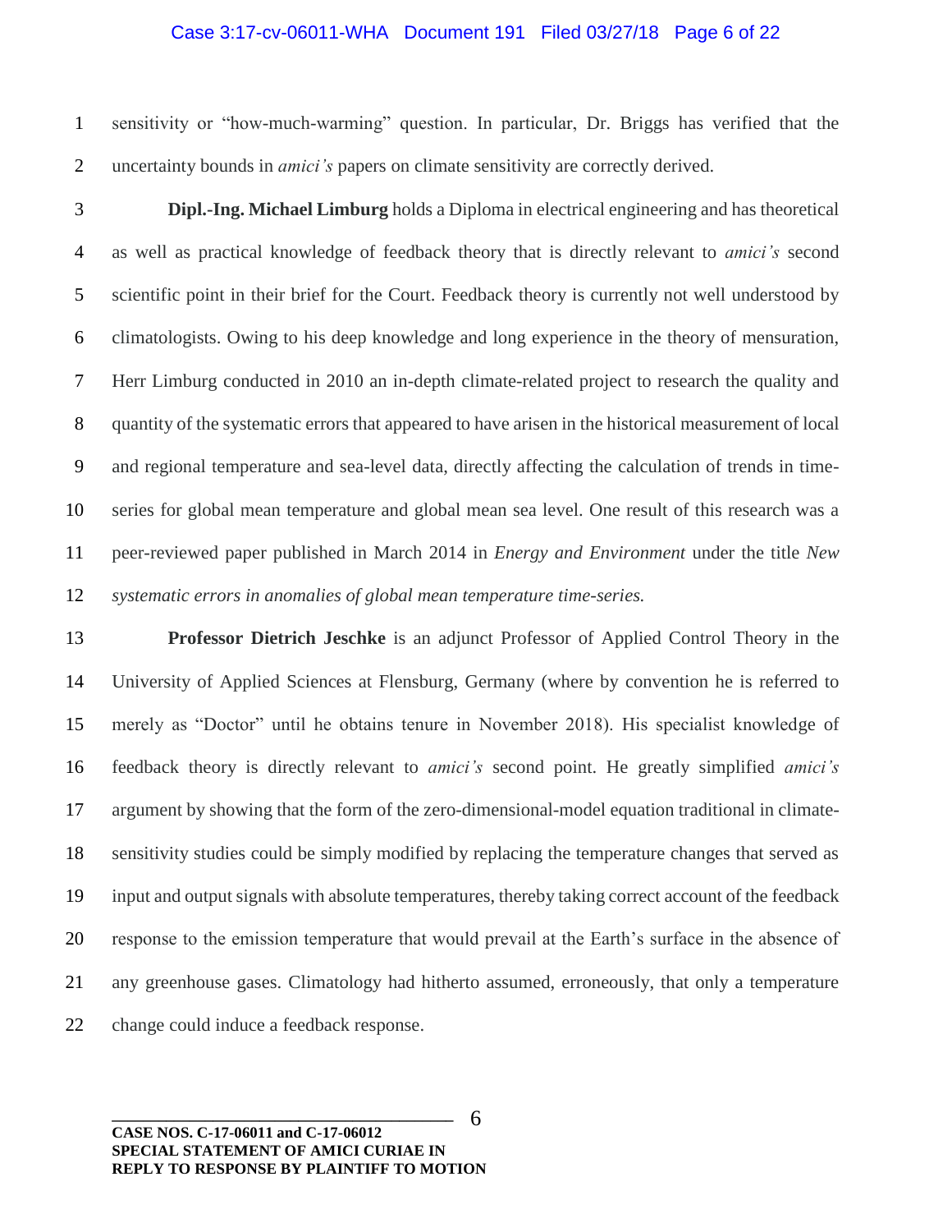sensitivity or "how-much-warming" question. In particular, Dr. Briggs has verified that the uncertainty bounds in *amici's* papers on climate sensitivity are correctly derived.

**Dipl.-Ing. Michael Limburg** holds a Diploma in electrical engineering and has theoretical as well as practical knowledge of feedback theory that is directly relevant to *amici's* second scientific point in their brief for the Court. Feedback theory is currently not well understood by climatologists. Owing to his deep knowledge and long experience in the theory of mensuration, Herr Limburg conducted in 2010 an in-depth climate-related project to research the quality and quantity of the systematic errors that appeared to have arisen in the historical measurement of local and regional temperature and sea-level data, directly affecting the calculation of trends in time-series for global mean temperature and global mean sea level. One result of this research was a peer-reviewed paper published in March 2014 in *Energy and Environment* under the title *New systematic errors in anomalies of global mean temperature time-series.*

**Professor Dietrich Jeschke** is an adjunct Professor of Applied Control Theory in the University of Applied Sciences at Flensburg, Germany (where by convention he is referred to merely as "Doctor" until he obtains tenure in November 2018). His specialist knowledge of feedback theory is directly relevant to *amici's* second point. He greatly simplified *amici's* argument by showing that the form of the zero-dimensional-model equation traditional in climate-sensitivity studies could be simply modified by replacing the temperature changes that served as input and output signals with absolute temperatures, thereby taking correct account of the feedback response to the emission temperature that would prevail at the Earth's surface in the absence of any greenhouse gases. Climatology had hitherto assumed, erroneously, that only a temperature change could induce a feedback response.

**CASE NOS. C-17-06011 and C-17-06012**
**SPECIAL STATEMENT OF AMICI CURIAE IN REPLY TO RESPONSE BY PLAINTIFF TO MOTION**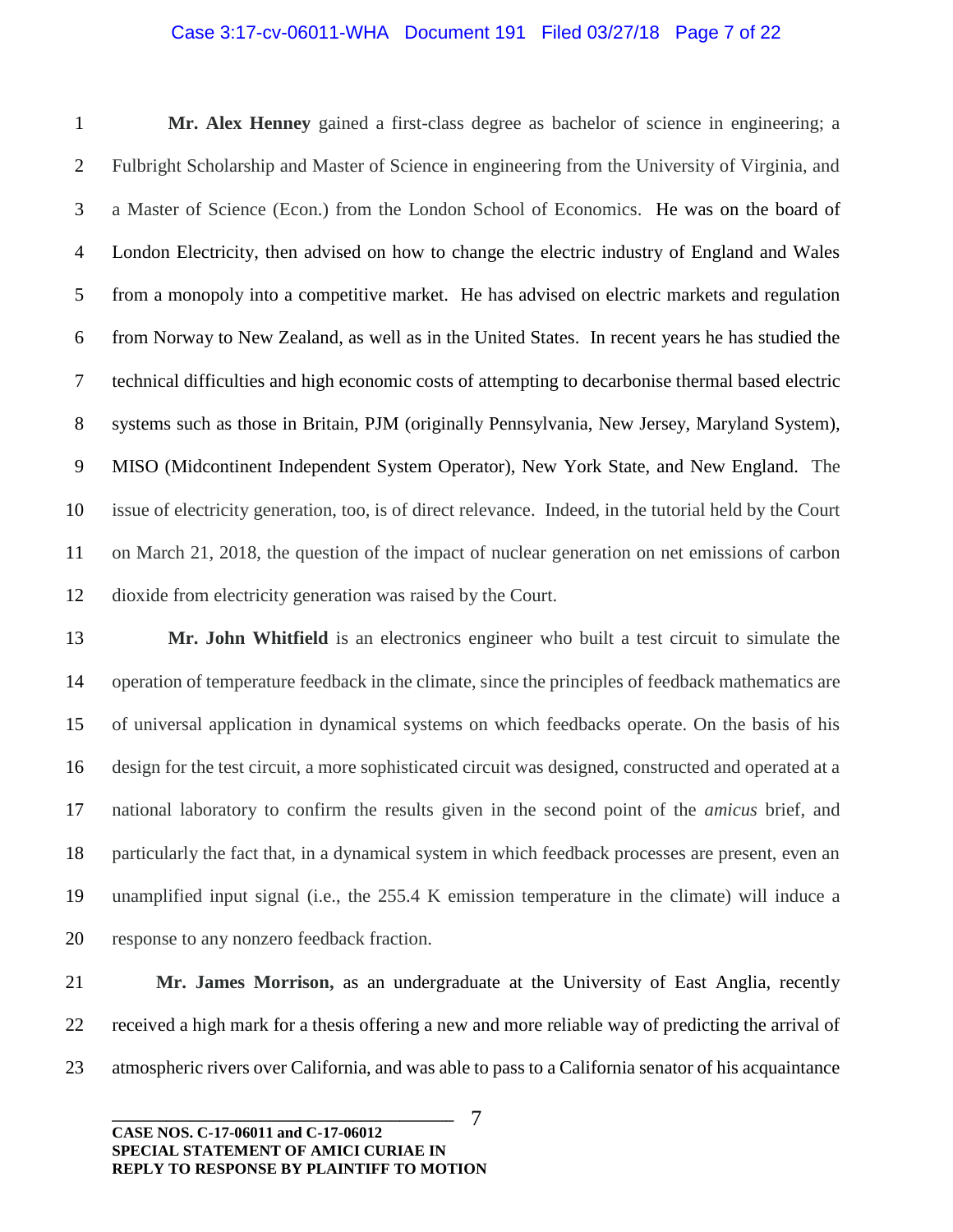**Mr. Alex Henney** gained a first-class degree as bachelor of science in engineering; a Fulbright Scholarship and Master of Science in engineering from the University of Virginia, and a Master of Science (Econ.) from the London School of Economics. He was on the board of London Electricity, then advised on how to change the electric industry of England and Wales from a monopoly into a competitive market. He has advised on electric markets and regulation from Norway to New Zealand, as well as in the United States. In recent years he has studied the technical difficulties and high economic costs of attempting to decarbonise thermal based electric systems such as those in Britain, PJM (originally Pennsylvania, New Jersey, Maryland System), MISO (Midcontinent Independent System Operator), New York State, and New England. The issue of electricity generation, too, is of direct relevance. Indeed, in the tutorial held by the Court on March 21, 2018, the question of the impact of nuclear generation on net emissions of carbon dioxide from electricity generation was raised by the Court.

**Mr. John Whitfield** is an electronics engineer who built a test circuit to simulate the operation of temperature feedback in the climate, since the principles of feedback mathematics are of universal application in dynamical systems on which feedbacks operate. On the basis of his design for the test circuit, a more sophisticated circuit was designed, constructed and operated at a national laboratory to confirm the results given in the second point of the *amicus* brief, and particularly the fact that, in a dynamical system in which feedback processes are present, even an unamplified input signal (i.e., the 255.4 K emission temperature in the climate) will induce a response to any nonzero feedback fraction.

**Mr. James Morrison,** as an undergraduate at the University of East Anglia, recently received a high mark for a thesis offering a new and more reliable way of predicting the arrival of atmospheric rivers over California, and was able to pass to a California senator of his acquaintance

**CASE NOS. C-17-06011 and C-17-06012**
**SPECIAL STATEMENT OF AMICI CURIAE IN REPLY TO RESPONSE BY PLAINTIFF TO MOTION**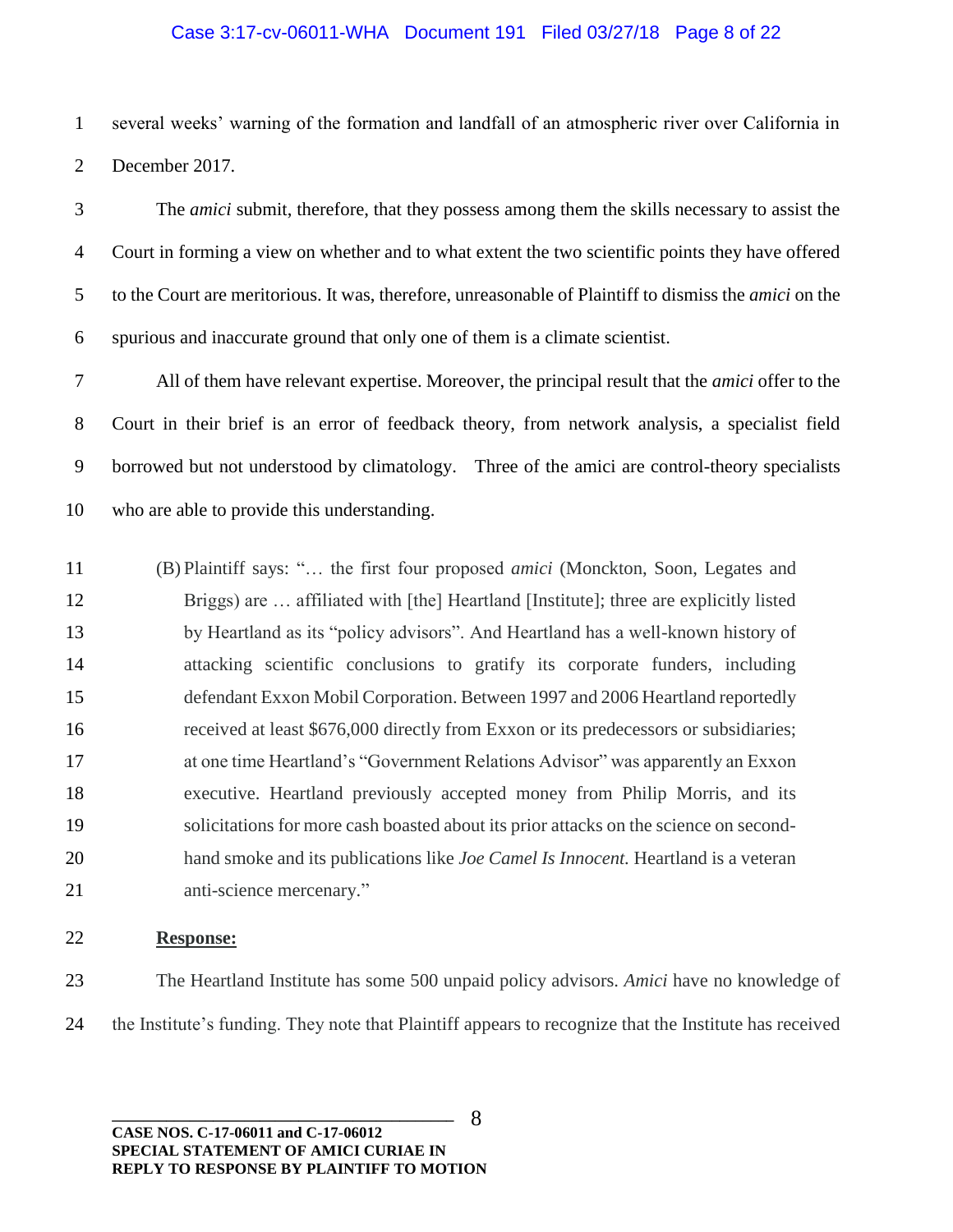several weeks' warning of the formation and landfall of an atmospheric river over California in December 2017.

The *amici* submit, therefore, that they possess among them the skills necessary to assist the Court in forming a view on whether and to what extent the two scientific points they have offered to the Court are meritorious. It was, therefore, unreasonable of Plaintiff to dismiss the *amici* on the spurious and inaccurate ground that only one of them is a climate scientist.

All of them have relevant expertise. Moreover, the principal result that the *amici* offer to the Court in their brief is an error of feedback theory, from network analysis, a specialist field borrowed but not understood by climatology. Three of the amici are control-theory specialists who are able to provide this understanding.

> (B) Plaintiff says: "… the first four proposed *amici* (Monckton, Soon, Legates and Briggs) are … affiliated with [the] Heartland [Institute]; three are explicitly listed by Heartland as its "policy advisors". And Heartland has a well-known history of attacking scientific conclusions to gratify its corporate funders, including defendant Exxon Mobil Corporation. Between 1997 and 2006 Heartland reportedly received at least $676,000 directly from Exxon or its predecessors or subsidiaries; at one time Heartland's "Government Relations Advisor" was apparently an Exxon executive. Heartland previously accepted money from Philip Morris, and its solicitations for more cash boasted about its prior attacks on the science on second-hand smoke and its publications like *Joe Camel Is Innocent.* Heartland is a veteran anti-science mercenary."

**Response:**

The Heartland Institute has some 500 unpaid policy advisors. *Amici* have no knowledge of the Institute's funding. They note that Plaintiff appears to recognize that the Institute has received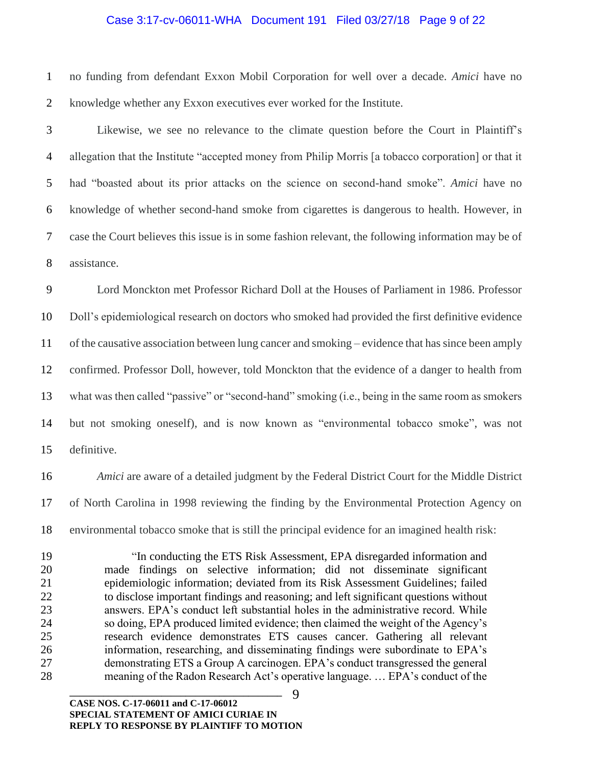no funding from defendant Exxon Mobil Corporation for well over a decade. *Amici* have no knowledge whether any Exxon executives ever worked for the Institute.

Likewise, we see no relevance to the climate question before the Court in Plaintiff's allegation that the Institute "accepted money from Philip Morris [a tobacco corporation] or that it had "boasted about its prior attacks on the science on second-hand smoke". *Amici* have no knowledge of whether second-hand smoke from cigarettes is dangerous to health. However, in case the Court believes this issue is in some fashion relevant, the following information may be of assistance.

Lord Monckton met Professor Richard Doll at the Houses of Parliament in 1986. Professor Doll's epidemiological research on doctors who smoked had provided the first definitive evidence of the causative association between lung cancer and smoking – evidence that has since been amply confirmed. Professor Doll, however, told Monckton that the evidence of a danger to health from what was then called "passive" or "second-hand" smoking (i.e., being in the same room as smokers but not smoking oneself), and is now known as "environmental tobacco smoke", was not definitive.

*Amici* are aware of a detailed judgment by the Federal District Court for the Middle District of North Carolina in 1998 reviewing the finding by the Environmental Protection Agency on environmental tobacco smoke that is still the principal evidence for an imagined health risk:

> "In conducting the ETS Risk Assessment, EPA disregarded information and made findings on selective information; did not disseminate significant epidemiologic information; deviated from its Risk Assessment Guidelines; failed to disclose important findings and reasoning; and left significant questions without answers. EPA's conduct left substantial holes in the administrative record. While so doing, EPA produced limited evidence; then claimed the weight of the Agency's research evidence demonstrates ETS causes cancer. Gathering all relevant information, researching, and disseminating findings were subordinate to EPA's demonstrating ETS a Group A carcinogen. EPA's conduct transgressed the general meaning of the Radon Research Act's operative language. … EPA's conduct of the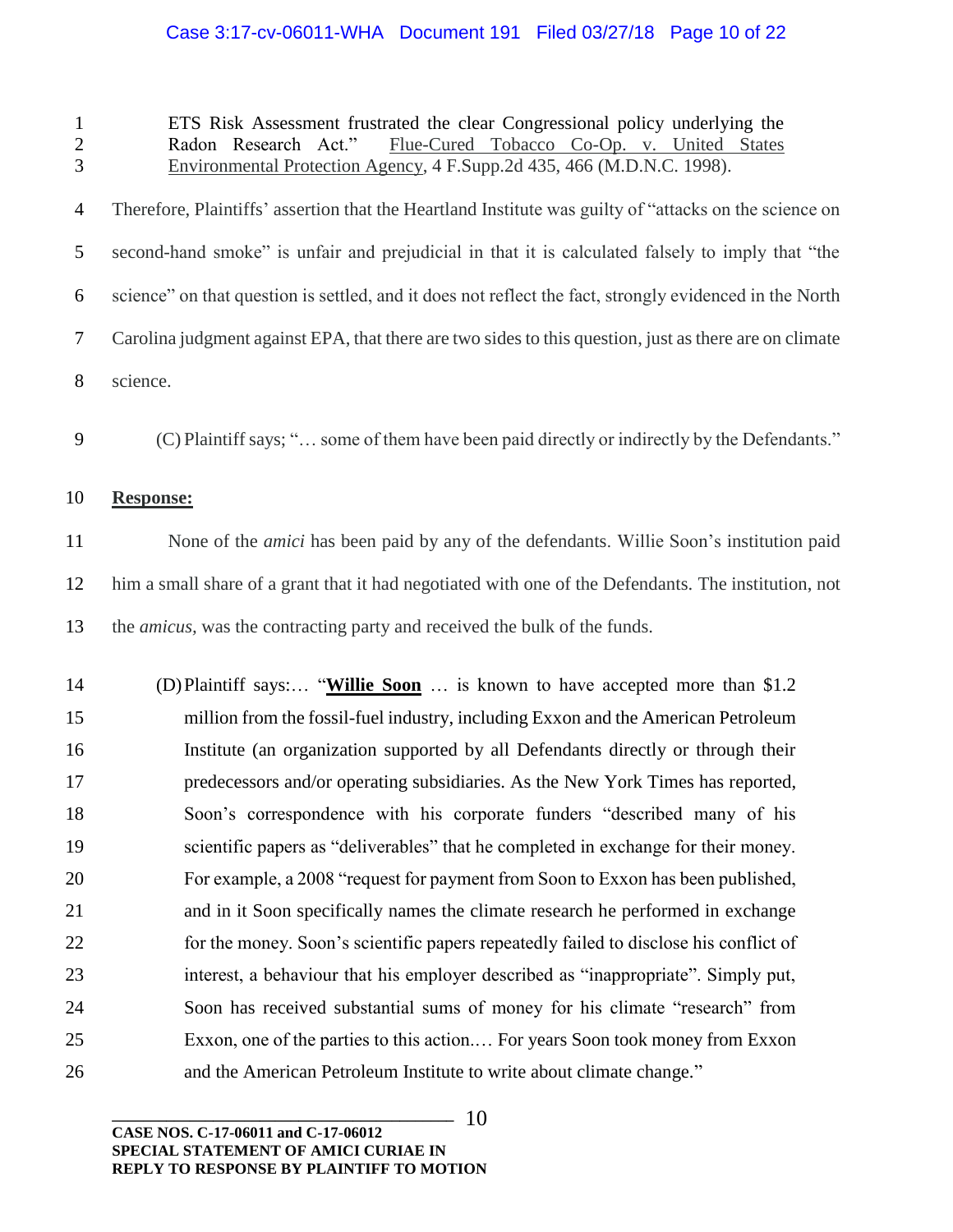> ETS Risk Assessment frustrated the clear Congressional policy underlying the Radon Research Act." Flue-Cured Tobacco Co-Op. v. United States Environmental Protection Agency, 4 F.Supp.2d 435, 466 (M.D.N.C. 1998).

Therefore, Plaintiffs' assertion that the Heartland Institute was guilty of "attacks on the science on second-hand smoke" is unfair and prejudicial in that it is calculated falsely to imply that "the science" on that question is settled, and it does not reflect the fact, strongly evidenced in the North Carolina judgment against EPA, that there are two sides to this question, just as there are on climate science.

(C) Plaintiff says; "… some of them have been paid directly or indirectly by the Defendants."

**Response:**

None of the *amici* has been paid by any of the defendants. Willie Soon's institution paid him a small share of a grant that it had negotiated with one of the Defendants. The institution, not the *amicus*, was the contracting party and received the bulk of the funds.

(D) Plaintiff says:… "**Willie Soon** … is known to have accepted more than $1.2 million from the fossil-fuel industry, including Exxon and the American Petroleum Institute (an organization supported by all Defendants directly or through their predecessors and/or operating subsidiaries. As the New York Times has reported, Soon's correspondence with his corporate funders "described many of his scientific papers as "deliverables" that he completed in exchange for their money. For example, a 2008 "request for payment from Soon to Exxon has been published, and in it Soon specifically names the climate research he performed in exchange for the money. Soon's scientific papers repeatedly failed to disclose his conflict of interest, a behaviour that his employer described as "inappropriate". Simply put, Soon has received substantial sums of money for his climate "research" from Exxon, one of the parties to this action.… For years Soon took money from Exxon and the American Petroleum Institute to write about climate change."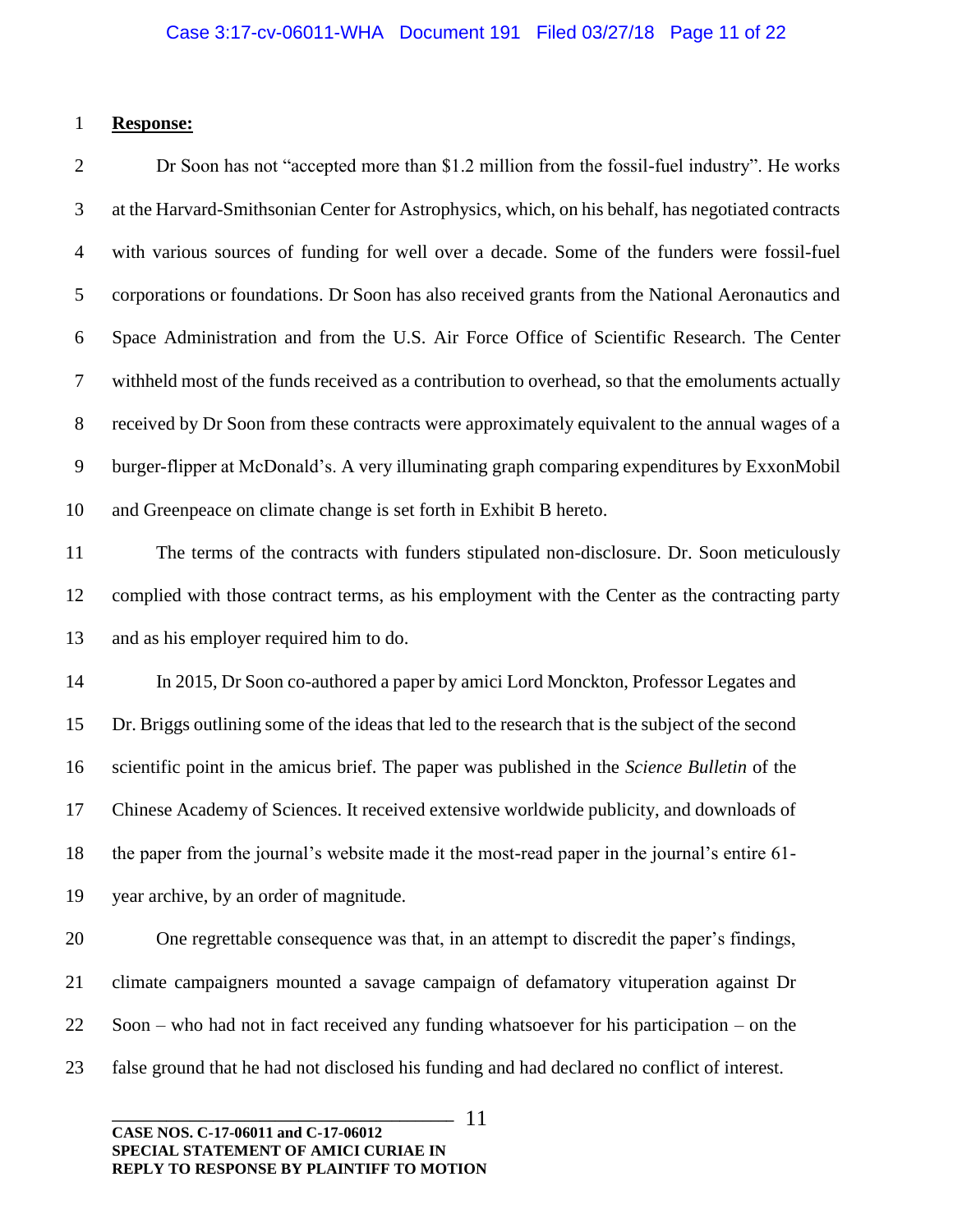**Response:**

Dr Soon has not "accepted more than $1.2 million from the fossil-fuel industry". He works at the Harvard-Smithsonian Center for Astrophysics, which, on his behalf, has negotiated contracts with various sources of funding for well over a decade. Some of the funders were fossil-fuel corporations or foundations. Dr Soon has also received grants from the National Aeronautics and Space Administration and from the U.S. Air Force Office of Scientific Research. The Center withheld most of the funds received as a contribution to overhead, so that the emoluments actually received by Dr Soon from these contracts were approximately equivalent to the annual wages of a burger-flipper at McDonald's. A very illuminating graph comparing expenditures by ExxonMobil and Greenpeace on climate change is set forth in Exhibit B hereto.

The terms of the contracts with funders stipulated non-disclosure. Dr. Soon meticulously complied with those contract terms, as his employment with the Center as the contracting party and as his employer required him to do.

In 2015, Dr Soon co-authored a paper by amici Lord Monckton, Professor Legates and Dr. Briggs outlining some of the ideas that led to the research that is the subject of the second scientific point in the amicus brief. The paper was published in the *Science Bulletin* of the Chinese Academy of Sciences. It received extensive worldwide publicity, and downloads of the paper from the journal's website made it the most-read paper in the journal's entire 61-year archive, by an order of magnitude.

One regrettable consequence was that, in an attempt to discredit the paper's findings, climate campaigners mounted a savage campaign of defamatory vituperation against Dr Soon – who had not in fact received any funding whatsoever for his participation – on the false ground that he had not disclosed his funding and had declared no conflict of interest.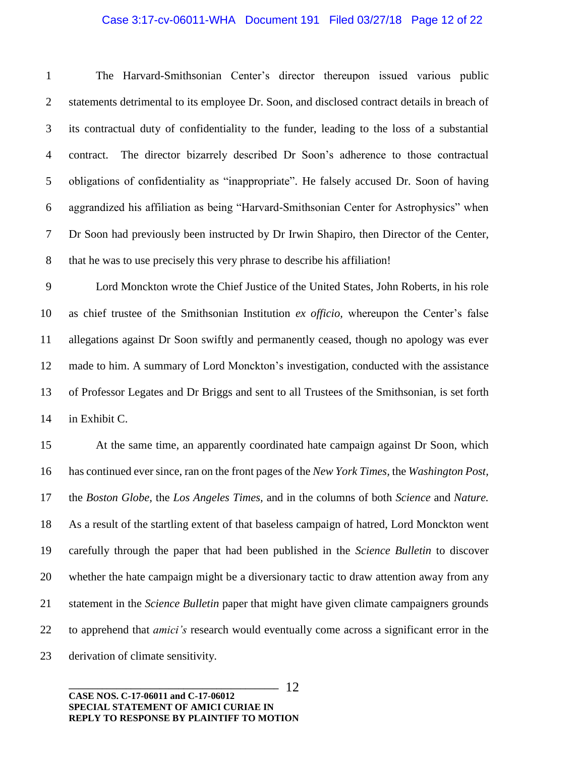The Harvard-Smithsonian Center's director thereupon issued various public statements detrimental to its employee Dr. Soon, and disclosed contract details in breach of its contractual duty of confidentiality to the funder, leading to the loss of a substantial contract. The director bizarrely described Dr Soon's adherence to those contractual obligations of confidentiality as "inappropriate". He falsely accused Dr. Soon of having aggrandized his affiliation as being "Harvard-Smithsonian Center for Astrophysics" when Dr Soon had previously been instructed by Dr Irwin Shapiro, then Director of the Center, that he was to use precisely this very phrase to describe his affiliation!

Lord Monckton wrote the Chief Justice of the United States, John Roberts, in his role as chief trustee of the Smithsonian Institution *ex officio*, whereupon the Center's false allegations against Dr Soon swiftly and permanently ceased, though no apology was ever made to him. A summary of Lord Monckton's investigation, conducted with the assistance of Professor Legates and Dr Briggs and sent to all Trustees of the Smithsonian, is set forth in Exhibit C.

At the same time, an apparently coordinated hate campaign against Dr Soon, which has continued ever since, ran on the front pages of the *New York Times,* the *Washington Post,* the *Boston Globe,* the *Los Angeles Times,* and in the columns of both *Science* and *Nature.* As a result of the startling extent of that baseless campaign of hatred, Lord Monckton went carefully through the paper that had been published in the *Science Bulletin* to discover whether the hate campaign might be a diversionary tactic to draw attention away from any statement in the *Science Bulletin* paper that might have given climate campaigners grounds to apprehend that *amici's* research would eventually come across a significant error in the derivation of climate sensitivity.

**CASE NOS. C-17-06011 and C-17-06012**
**SPECIAL STATEMENT OF AMICI CURIAE IN REPLY TO RESPONSE BY PLAINTIFF TO MOTION**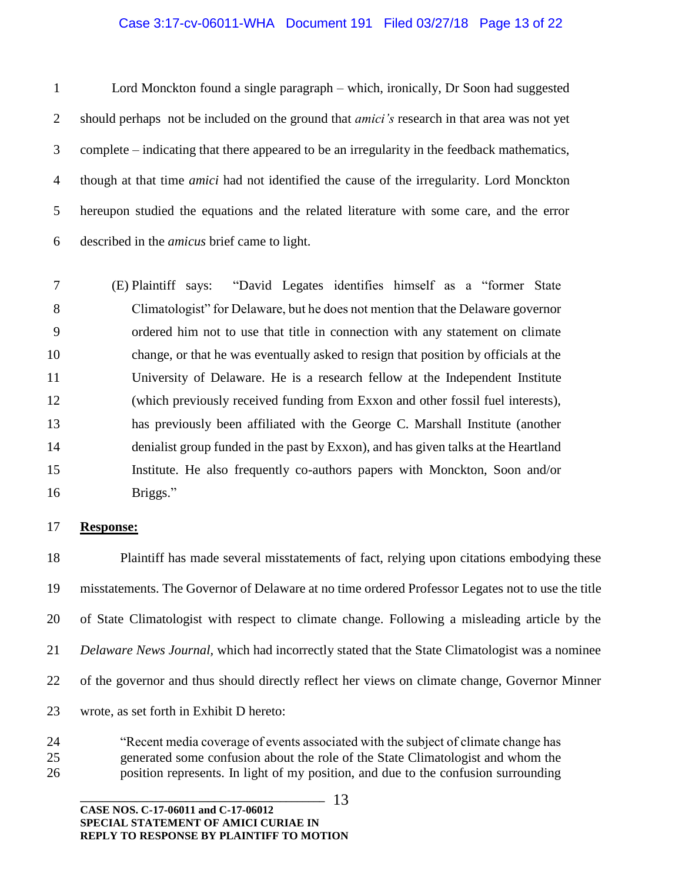Lord Monckton found a single paragraph – which, ironically, Dr Soon had suggested should perhaps not be included on the ground that *amici's* research in that area was not yet complete – indicating that there appeared to be an irregularity in the feedback mathematics, though at that time *amici* had not identified the cause of the irregularity. Lord Monckton hereupon studied the equations and the related literature with some care, and the error described in the *amicus* brief came to light.

(E) Plaintiff says: "David Legates identifies himself as a "former State Climatologist" for Delaware, but he does not mention that the Delaware governor ordered him not to use that title in connection with any statement on climate change, or that he was eventually asked to resign that position by officials at the University of Delaware. He is a research fellow at the Independent Institute (which previously received funding from Exxon and other fossil fuel interests), has previously been affiliated with the George C. Marshall Institute (another denialist group funded in the past by Exxon), and has given talks at the Heartland Institute. He also frequently co-authors papers with Monckton, Soon and/or Briggs."

**Response:**

Plaintiff has made several misstatements of fact, relying upon citations embodying these misstatements. The Governor of Delaware at no time ordered Professor Legates not to use the title of State Climatologist with respect to climate change. Following a misleading article by the *Delaware News Journal*, which had incorrectly stated that the State Climatologist was a nominee of the governor and thus should directly reflect her views on climate change, Governor Minner wrote, as set forth in Exhibit D hereto:

> "Recent media coverage of events associated with the subject of climate change has generated some confusion about the role of the State Climatologist and whom the position represents. In light of my position, and due to the confusion surrounding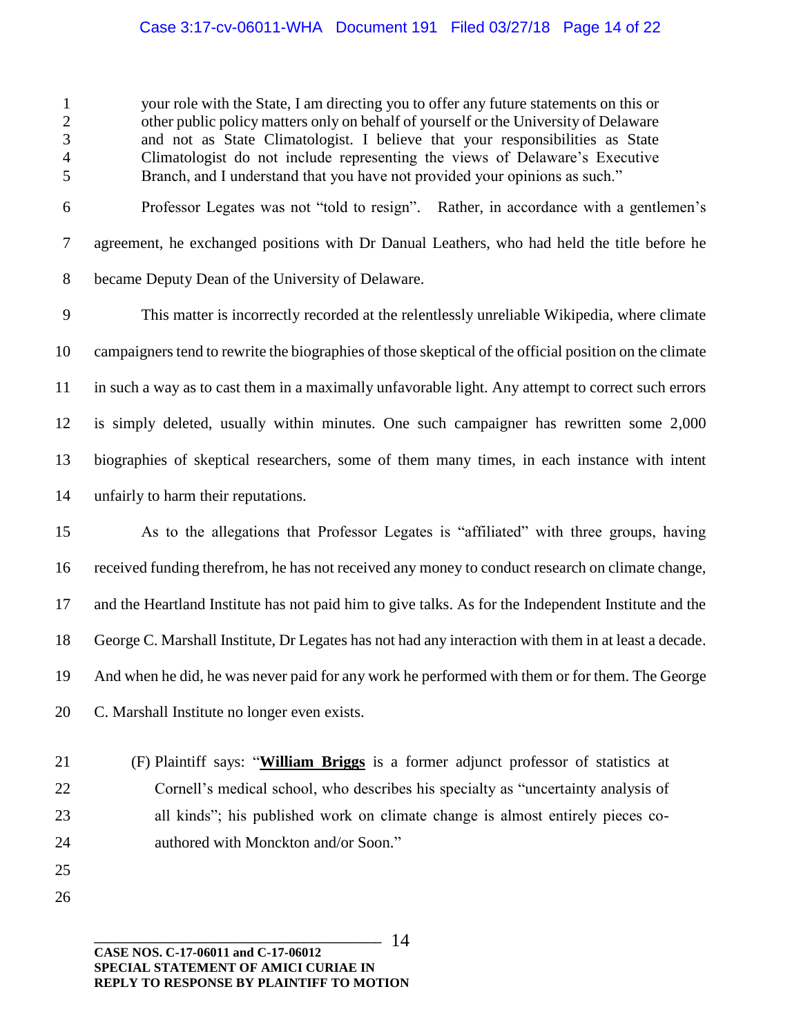> your role with the State, I am directing you to offer any future statements on this or other public policy matters only on behalf of yourself or the University of Delaware and not as State Climatologist. I believe that your responsibilities as State Climatologist do not include representing the views of Delaware's Executive Branch, and I understand that you have not provided your opinions as such."

Professor Legates was not "told to resign". Rather, in accordance with a gentlemen's agreement, he exchanged positions with Dr Danual Leathers, who had held the title before he became Deputy Dean of the University of Delaware.

This matter is incorrectly recorded at the relentlessly unreliable Wikipedia, where climate campaigners tend to rewrite the biographies of those skeptical of the official position on the climate in such a way as to cast them in a maximally unfavorable light. Any attempt to correct such errors is simply deleted, usually within minutes. One such campaigner has rewritten some 2,000 biographies of skeptical researchers, some of them many times, in each instance with intent unfairly to harm their reputations.

As to the allegations that Professor Legates is "affiliated" with three groups, having received funding therefrom, he has not received any money to conduct research on climate change, and the Heartland Institute has not paid him to give talks. As for the Independent Institute and the George C. Marshall Institute, Dr Legates has not had any interaction with them in at least a decade. And when he did, he was never paid for any work he performed with them or for them. The George C. Marshall Institute no longer even exists.

(F) Plaintiff says: "**William Briggs** is a former adjunct professor of statistics at Cornell's medical school, who describes his specialty as "uncertainty analysis of all kinds"; his published work on climate change is almost entirely pieces co-authored with Monckton and/or Soon."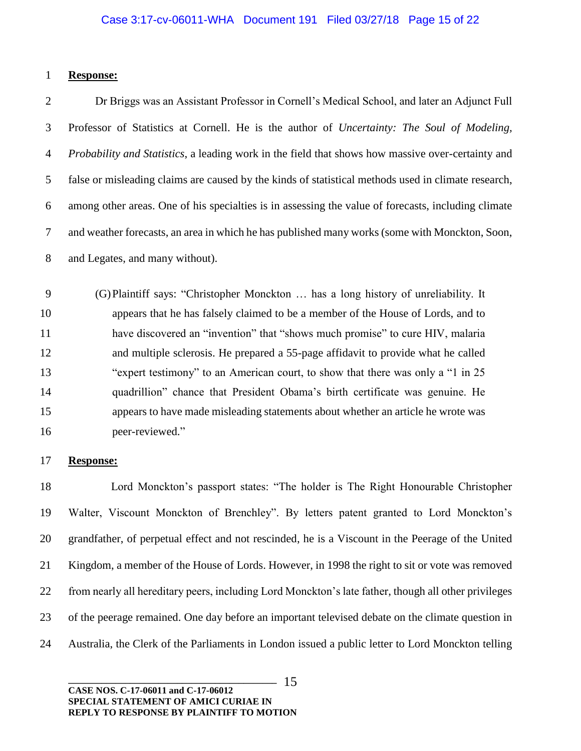**Response:**

Dr Briggs was an Assistant Professor in Cornell's Medical School, and later an Adjunct Full Professor of Statistics at Cornell. He is the author of *Uncertainty: The Soul of Modeling, Probability and Statistics*, a leading work in the field that shows how massive over-certainty and false or misleading claims are caused by the kinds of statistical methods used in climate research, among other areas. One of his specialties is in assessing the value of forecasts, including climate and weather forecasts, an area in which he has published many works (some with Monckton, Soon, and Legates, and many without).

> (G) Plaintiff says: "Christopher Monckton … has a long history of unreliability. It appears that he has falsely claimed to be a member of the House of Lords, and to have discovered an "invention" that "shows much promise" to cure HIV, malaria and multiple sclerosis. He prepared a 55-page affidavit to provide what he called "expert testimony" to an American court, to show that there was only a "1 in 25 quadrillion" chance that President Obama's birth certificate was genuine. He appears to have made misleading statements about whether an article he wrote was peer-reviewed."

**Response:**

Lord Monckton's passport states: "The holder is The Right Honourable Christopher Walter, Viscount Monckton of Brenchley". By letters patent granted to Lord Monckton's grandfather, of perpetual effect and not rescinded, he is a Viscount in the Peerage of the United Kingdom, a member of the House of Lords. However, in 1998 the right to sit or vote was removed from nearly all hereditary peers, including Lord Monckton's late father, though all other privileges of the peerage remained. One day before an important televised debate on the climate question in Australia, the Clerk of the Parliaments in London issued a public letter to Lord Monckton telling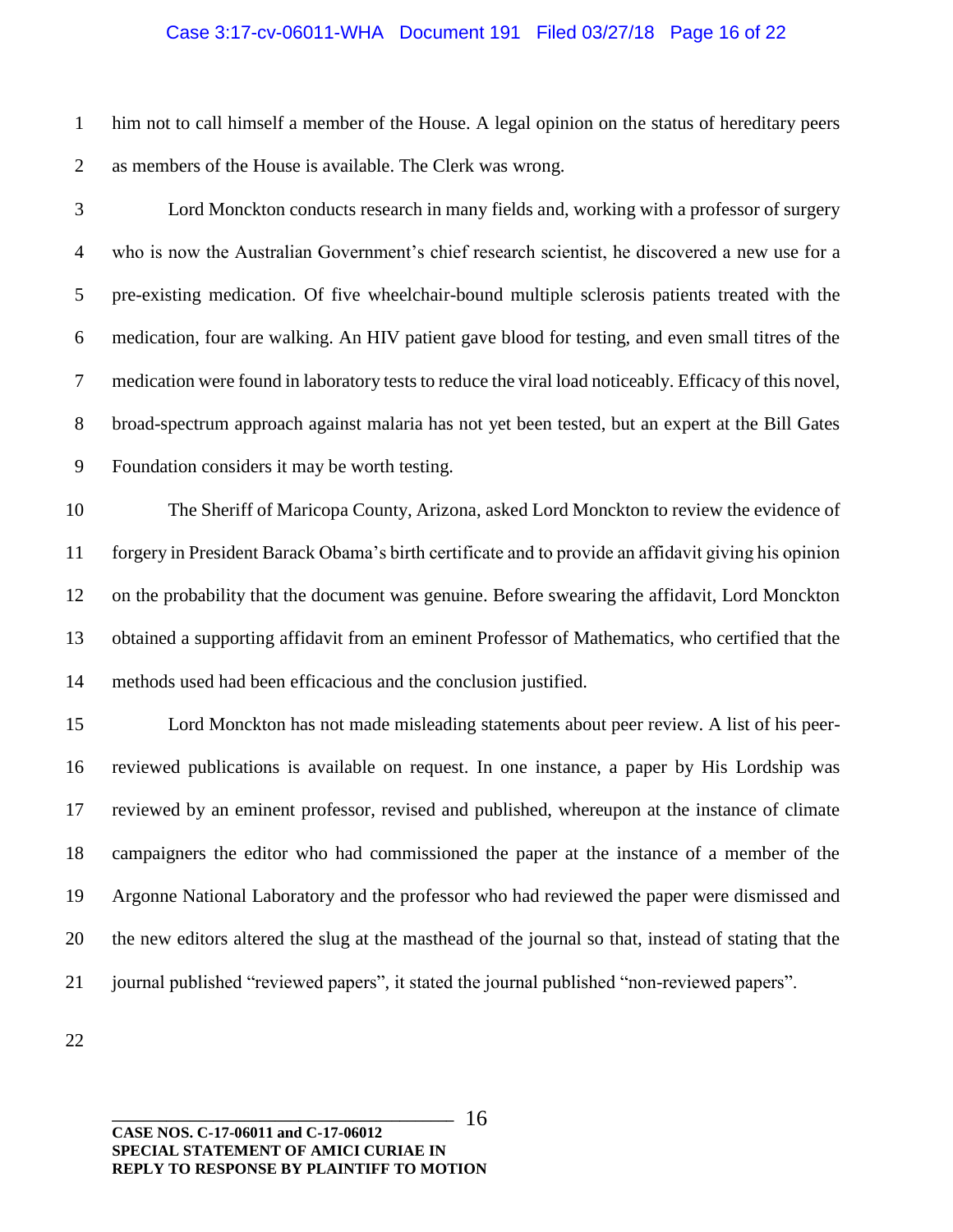him not to call himself a member of the House. A legal opinion on the status of hereditary peers as members of the House is available. The Clerk was wrong.

Lord Monckton conducts research in many fields and, working with a professor of surgery who is now the Australian Government's chief research scientist, he discovered a new use for a pre-existing medication. Of five wheelchair-bound multiple sclerosis patients treated with the medication, four are walking. An HIV patient gave blood for testing, and even small titres of the medication were found in laboratory tests to reduce the viral load noticeably. Efficacy of this novel, broad-spectrum approach against malaria has not yet been tested, but an expert at the Bill Gates Foundation considers it may be worth testing.

The Sheriff of Maricopa County, Arizona, asked Lord Monckton to review the evidence of forgery in President Barack Obama's birth certificate and to provide an affidavit giving his opinion on the probability that the document was genuine. Before swearing the affidavit, Lord Monckton obtained a supporting affidavit from an eminent Professor of Mathematics, who certified that the methods used had been efficacious and the conclusion justified.

Lord Monckton has not made misleading statements about peer review. A list of his peer-reviewed publications is available on request. In one instance, a paper by His Lordship was reviewed by an eminent professor, revised and published, whereupon at the instance of climate campaigners the editor who had commissioned the paper at the instance of a member of the Argonne National Laboratory and the professor who had reviewed the paper were dismissed and the new editors altered the slug at the masthead of the journal so that, instead of stating that the journal published "reviewed papers", it stated the journal published "non-reviewed papers".

**CASE NOS. C-17-06011 and C-17-06012**
**SPECIAL STATEMENT OF AMICI CURIAE IN REPLY TO RESPONSE BY PLAINTIFF TO MOTION**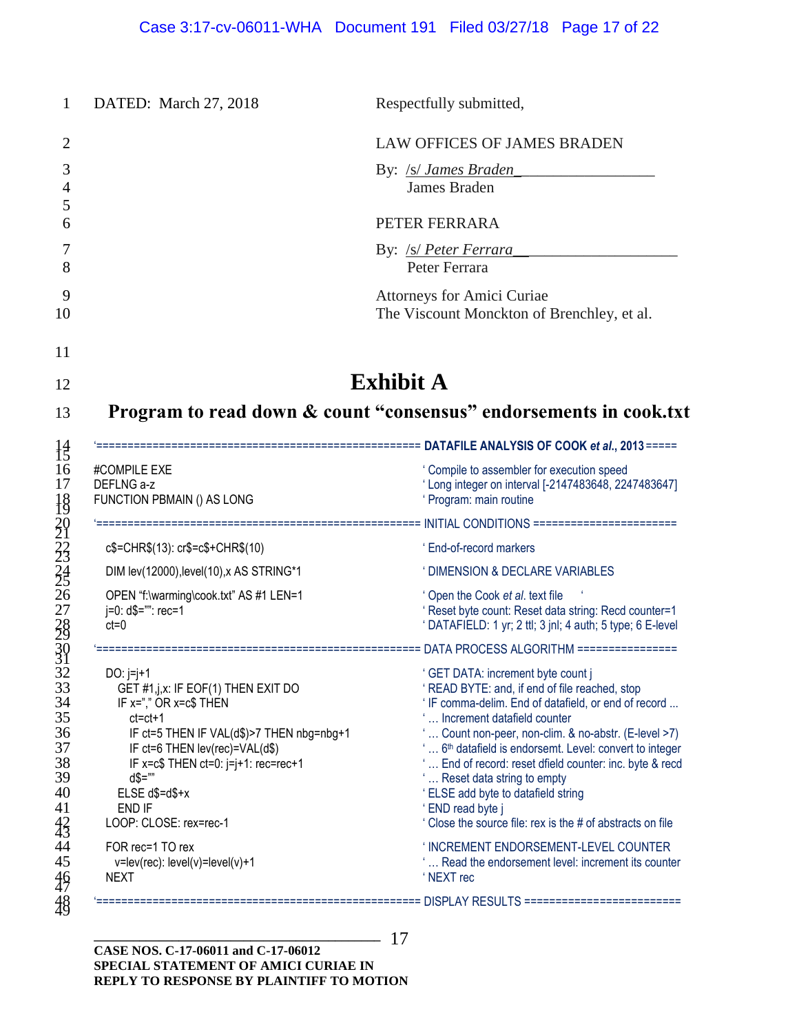DATED: March 27, 2018

Respectfully submitted,

LAW OFFICES OF JAMES BRADEN

By: /s/ *James Braden*\_\_\_\_\_\_\_\_\_\_\_\_\_\_\_\_\_\_
James Braden

PETER FERRARA

By: /s/ *Peter Ferrara*\_\_\_\_\_\_\_\_\_\_\_\_\_\_\_\_\_\_\_\_\_
Peter Ferrara

Attorneys for Amici Curiae
The Viscount Monckton of Brenchley, et al.

# Exhibit A

## Program to read down & count "consensus" endorsements in cook.txt

```
'================================================== DATAFILE ANALYSIS OF COOK et al., 2013 =====

#COMPILE EXE                                          ' Compile to assembler for execution speed
DEFLNG a-z                                            ' Long integer on interval [-2147483648, 2247483647]
FUNCTION PBMAIN () AS LONG                            ' Program: main routine

'================================================== INITIAL CONDITIONS =======================

  c$=CHR$(13): cr$=c$+CHR$(10)                        ' End-of-record markers

  DIM lev(12000),level(10),x AS STRING*1              ' DIMENSION & DECLARE VARIABLES

  OPEN "f:\warming\cook.txt" AS #1 LEN=1              ' Open the Cook et al. text file  '
  j=0: d$="": rec=1                                   ' Reset byte count: Reset data string: Recd counter=1
  ct=0                                                ' DATAFIELD: 1 yr; 2 ttl; 3 jnl; 4 auth; 5 type; 6 E-level

'================================================== DATA PROCESS ALGORITHM ================

  DO: j=j+1                                           ' GET DATA: increment byte count j
    GET #1,j,x: IF EOF(1) THEN EXIT DO                ' READ BYTE: and, if end of file reached, stop
    IF x="," OR x=c$ THEN                             ' IF comma-delim. End of datafield, or end of record ...
      ct=ct+1                                         ' ... Increment datafield counter
      IF ct=5 THEN IF VAL(d$)>7 THEN nbg=nbg+1        ' ... Count non-peer, non-clim. & no-abstr. (E-level >7)
      IF ct=6 THEN lev(rec)=VAL(d$)                   ' ... 6th datafield is endorsemt. Level: convert to integer
      IF x=c$ THEN ct=0: j=j+1: rec=rec+1             ' ... End of record: reset dfield counter: inc. byte & recd
      d$=""                                           ' ... Reset data string to empty
    ELSE d$=d$+x                                      ' ELSE add byte to datafield string
    END IF                                            ' END read byte j
  LOOP: CLOSE: rex=rec-1                              ' Close the source file: rex is the # of abstracts on file

  FOR rec=1 TO rex                                    ' INCREMENT ENDORSEMENT-LEVEL COUNTER
    v=lev(rec): level(v)=level(v)+1                   ' ... Read the endorsement level: increment its counter
  NEXT                                                ' NEXT rec

'================================================== DISPLAY RESULTS ========================
```

CASE NOS. C-17-06011 and C-17-06012
SPECIAL STATEMENT OF AMICI CURIAE IN
REPLY TO RESPONSE BY PLAINTIFF TO MOTION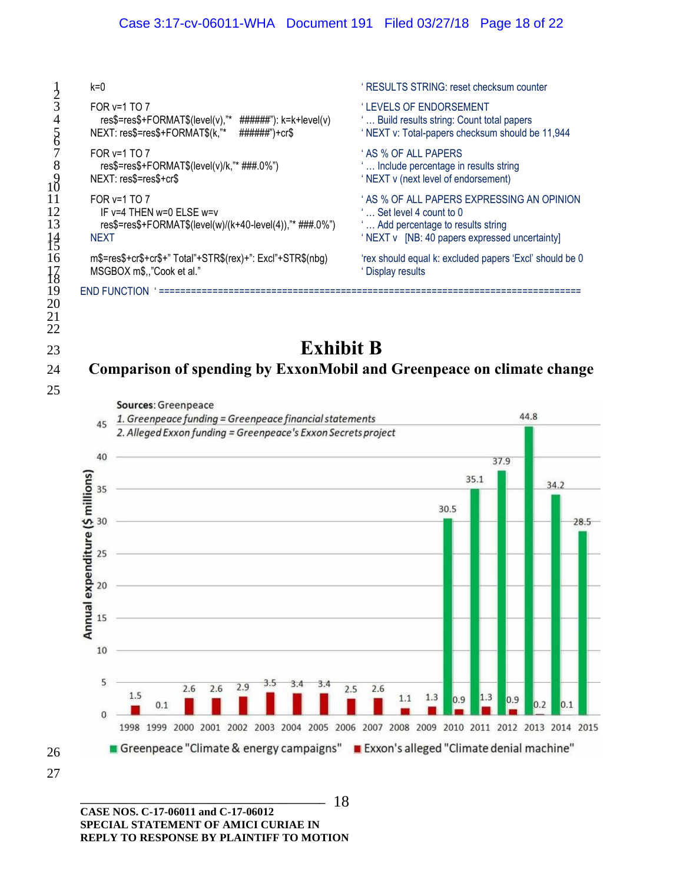```
k=0                                                          ' RESULTS STRING: reset checksum counter

FOR v=1 TO 7                                                 ' LEVELS OF ENDORSEMENT
   res$=res$+FORMAT$(level(v),"*  ######"): k=k+level(v)    ' ... Build results string: Count total papers
NEXT: res$=res$+FORMAT$(k,"*    ######")+cr$                 ' NEXT v: Total-papers checksum should be 11,944

FOR v=1 TO 7                                                 ' AS % OF ALL PAPERS
   res$=res$+FORMAT$(level(v)/k,"* ###.0%")                  ' ... Include percentage in results string
NEXT: res$=res$+cr$                                          ' NEXT v (next level of endorsement)

FOR v=1 TO 7                                                 ' AS % OF ALL PAPERS EXPRESSING AN OPINION
   IF v=4 THEN w=0 ELSE w=v                                  ' ... Set level 4 count to 0
   res$=res$+FORMAT$(level(w)/(k+40-level(4)),"* ###.0%")    ' ... Add percentage to results string
NEXT                                                         ' NEXT v   [NB: 40 papers expressed uncertainty]

m$=res$+cr$+cr$+" Total"+STR$(rex)+": Excl"+STR$(nbg)        'rex should equal k: excluded papers 'Excl' should be 0
MSGBOX m$,,"Cook et al."                                     ' Display results

END FUNCTION ' ==============================================================================
```

# Exhibit B

## Comparison of spending by ExxonMobil and Greenpeace on climate change

**Sources**: Greenpeace
*1. Greenpeace funding = Greenpeace financial statements*
*2. Alleged Exxon funding = Greenpeace's Exxon Secrets project*

Annual expenditure ($ millions)

| Year | Greenpeace "Climate & energy campaigns" | Exxon's alleged "Climate denial machine" |
|---|---|---|
| 1998 | | 1.5 |
| 1999 | | 0.1 |
| 2000 | | 2.6 |
| 2001 | | 2.6 |
| 2002 | | 2.9 |
| 2003 | | 3.5 |
| 2004 | | 3.4 |
| 2005 | | 3.4 |
| 2006 | | 2.5 |
| 2007 | | 2.6 |
| 2008 | | 1.1 |
| 2009 | | 1.3 |
| 2010 | 30.5 | 0.9 |
| 2011 | 35.1 | 1.3 |
| 2012 | 37.9 | 0.9 |
| 2013 | 44.8 | 0.2 |
| 2014 | 34.2 | 0.1 |
| 2015 | 28.5 | |

CASE NOS. C-17-06011 and C-17-06012
SPECIAL STATEMENT OF AMICI CURIAE IN
REPLY TO RESPONSE BY PLAINTIFF TO MOTION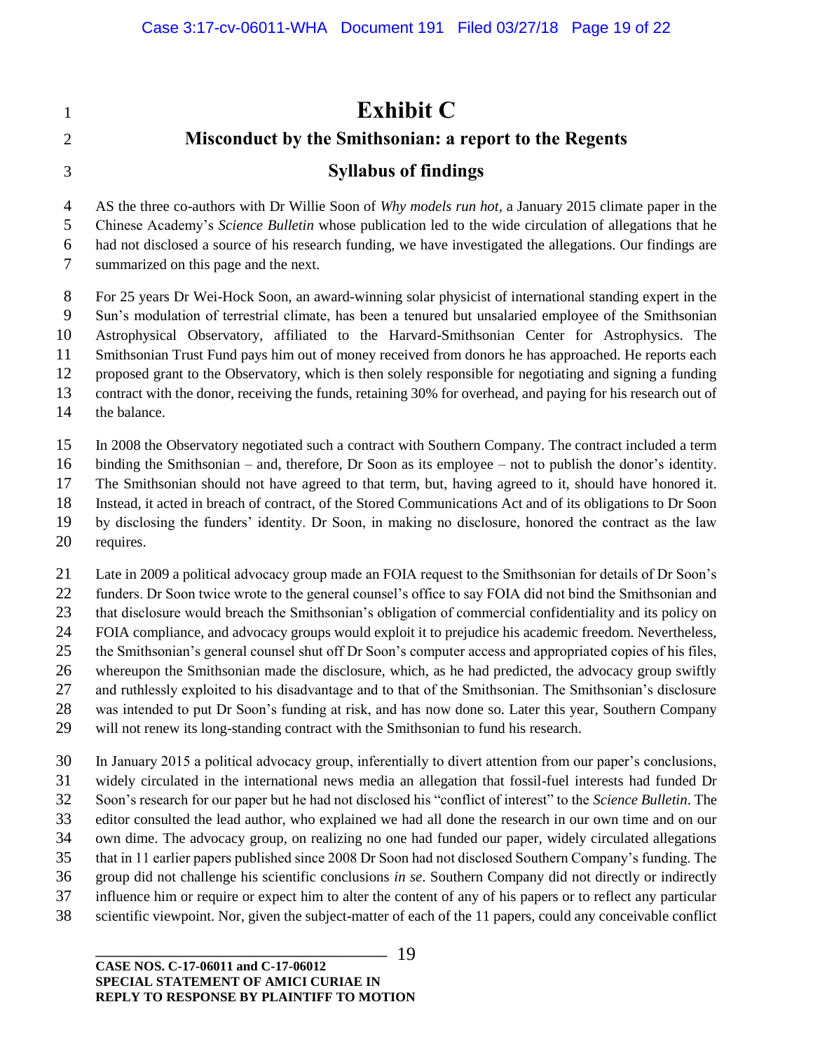# Exhibit C

## Misconduct by the Smithsonian: a report to the Regents

### Syllabus of findings

AS the three co-authors with Dr Willie Soon of *Why models run hot*, a January 2015 climate paper in the Chinese Academy's *Science Bulletin* whose publication led to the wide circulation of allegations that he had not disclosed a source of his research funding, we have investigated the allegations. Our findings are summarized on this page and the next.

For 25 years Dr Wei-Hock Soon, an award-winning solar physicist of international standing expert in the Sun's modulation of terrestrial climate, has been a tenured but unsalaried employee of the Smithsonian Astrophysical Observatory, affiliated to the Harvard-Smithsonian Center for Astrophysics. The Smithsonian Trust Fund pays him out of money received from donors he has approached. He reports each proposed grant to the Observatory, which is then solely responsible for negotiating and signing a funding contract with the donor, receiving the funds, retaining 30% for overhead, and paying for his research out of the balance.

In 2008 the Observatory negotiated such a contract with Southern Company. The contract included a term binding the Smithsonian – and, therefore, Dr Soon as its employee – not to publish the donor's identity. The Smithsonian should not have agreed to that term, but, having agreed to it, should have honored it. Instead, it acted in breach of contract, of the Stored Communications Act and of its obligations to Dr Soon by disclosing the funders' identity. Dr Soon, in making no disclosure, honored the contract as the law requires.

Late in 2009 a political advocacy group made an FOIA request to the Smithsonian for details of Dr Soon's funders. Dr Soon twice wrote to the general counsel's office to say FOIA did not bind the Smithsonian and that disclosure would breach the Smithsonian's obligation of commercial confidentiality and its policy on FOIA compliance, and advocacy groups would exploit it to prejudice his academic freedom. Nevertheless, the Smithsonian's general counsel shut off Dr Soon's computer access and appropriated copies of his files, whereupon the Smithsonian made the disclosure, which, as he had predicted, the advocacy group swiftly and ruthlessly exploited to his disadvantage and to that of the Smithsonian. The Smithsonian's disclosure was intended to put Dr Soon's funding at risk, and has now done so. Later this year, Southern Company will not renew its long-standing contract with the Smithsonian to fund his research.

In January 2015 a political advocacy group, inferentially to divert attention from our paper's conclusions, widely circulated in the international news media an allegation that fossil-fuel interests had funded Dr Soon's research for our paper but he had not disclosed his "conflict of interest" to the *Science Bulletin*. The editor consulted the lead author, who explained we had all done the research in our own time and on our own dime. The advocacy group, on realizing no one had funded our paper, widely circulated allegations that in 11 earlier papers published since 2008 Dr Soon had not disclosed Southern Company's funding. The group did not challenge his scientific conclusions *in se*. Southern Company did not directly or indirectly influence him or require or expect him to alter the content of any of his papers or to reflect any particular scientific viewpoint. Nor, given the subject-matter of each of the 11 papers, could any conceivable conflict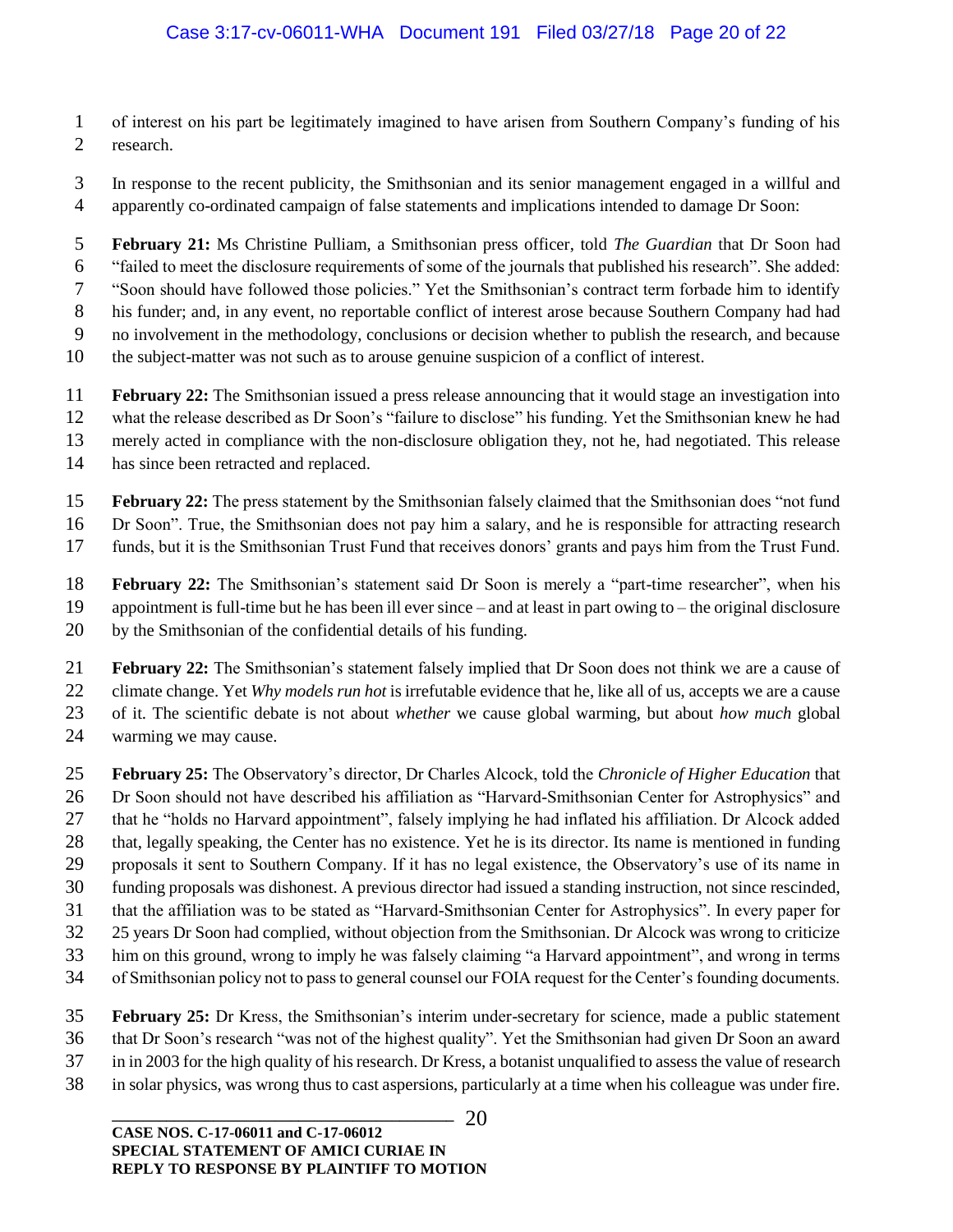of interest on his part be legitimately imagined to have arisen from Southern Company's funding of his research.

In response to the recent publicity, the Smithsonian and its senior management engaged in a willful and apparently co-ordinated campaign of false statements and implications intended to damage Dr Soon:

**February 21:** Ms Christine Pulliam, a Smithsonian press officer, told *The Guardian* that Dr Soon had "failed to meet the disclosure requirements of some of the journals that published his research". She added: "Soon should have followed those policies." Yet the Smithsonian's contract term forbade him to identify his funder; and, in any event, no reportable conflict of interest arose because Southern Company had had no involvement in the methodology, conclusions or decision whether to publish the research, and because the subject-matter was not such as to arouse genuine suspicion of a conflict of interest.

**February 22:** The Smithsonian issued a press release announcing that it would stage an investigation into what the release described as Dr Soon's "failure to disclose" his funding. Yet the Smithsonian knew he had merely acted in compliance with the non-disclosure obligation they, not he, had negotiated. This release has since been retracted and replaced.

**February 22:** The press statement by the Smithsonian falsely claimed that the Smithsonian does "not fund Dr Soon". True, the Smithsonian does not pay him a salary, and he is responsible for attracting research funds, but it is the Smithsonian Trust Fund that receives donors' grants and pays him from the Trust Fund.

**February 22:** The Smithsonian's statement said Dr Soon is merely a "part-time researcher", when his appointment is full-time but he has been ill ever since – and at least in part owing to – the original disclosure by the Smithsonian of the confidential details of his funding.

**February 22:** The Smithsonian's statement falsely implied that Dr Soon does not think we are a cause of climate change. Yet *Why models run hot* is irrefutable evidence that he, like all of us, accepts we are a cause of it. The scientific debate is not about *whether* we cause global warming, but about *how much* global warming we may cause.

**February 25:** The Observatory's director, Dr Charles Alcock, told the *Chronicle of Higher Education* that Dr Soon should not have described his affiliation as "Harvard-Smithsonian Center for Astrophysics" and that he "holds no Harvard appointment", falsely implying he had inflated his affiliation. Dr Alcock added that, legally speaking, the Center has no existence. Yet he is its director. Its name is mentioned in funding proposals it sent to Southern Company. If it has no legal existence, the Observatory's use of its name in funding proposals was dishonest. A previous director had issued a standing instruction, not since rescinded, that the affiliation was to be stated as "Harvard-Smithsonian Center for Astrophysics". In every paper for 25 years Dr Soon had complied, without objection from the Smithsonian. Dr Alcock was wrong to criticize him on this ground, wrong to imply he was falsely claiming "a Harvard appointment", and wrong in terms of Smithsonian policy not to pass to general counsel our FOIA request for the Center's founding documents.

**February 25:** Dr Kress, the Smithsonian's interim under-secretary for science, made a public statement that Dr Soon's research "was not of the highest quality". Yet the Smithsonian had given Dr Soon an award in in 2003 for the high quality of his research. Dr Kress, a botanist unqualified to assess the value of research in solar physics, was wrong thus to cast aspersions, particularly at a time when his colleague was under fire.

**CASE NOS. C-17-06011 and C-17-06012**
**SPECIAL STATEMENT OF AMICI CURIAE IN REPLY TO RESPONSE BY PLAINTIFF TO MOTION**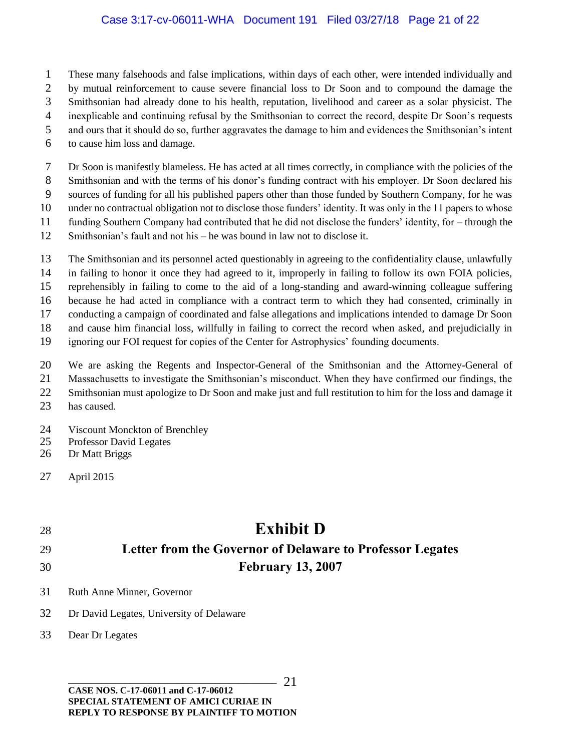These many falsehoods and false implications, within days of each other, were intended individually and by mutual reinforcement to cause severe financial loss to Dr Soon and to compound the damage the Smithsonian had already done to his health, reputation, livelihood and career as a solar physicist. The inexplicable and continuing refusal by the Smithsonian to correct the record, despite Dr Soon's requests and ours that it should do so, further aggravates the damage to him and evidences the Smithsonian's intent to cause him loss and damage.

Dr Soon is manifestly blameless. He has acted at all times correctly, in compliance with the policies of the Smithsonian and with the terms of his donor's funding contract with his employer. Dr Soon declared his sources of funding for all his published papers other than those funded by Southern Company, for he was under no contractual obligation not to disclose those funders' identity. It was only in the 11 papers to whose funding Southern Company had contributed that he did not disclose the funders' identity, for – through the Smithsonian's fault and not his – he was bound in law not to disclose it.

The Smithsonian and its personnel acted questionably in agreeing to the confidentiality clause, unlawfully in failing to honor it once they had agreed to it, improperly in failing to follow its own FOIA policies, reprehensibly in failing to come to the aid of a long-standing and award-winning colleague suffering because he had acted in compliance with a contract term to which they had consented, criminally in conducting a campaign of coordinated and false allegations and implications intended to damage Dr Soon and cause him financial loss, willfully in failing to correct the record when asked, and prejudicially in ignoring our FOI request for copies of the Center for Astrophysics' founding documents.

We are asking the Regents and Inspector-General of the Smithsonian and the Attorney-General of Massachusetts to investigate the Smithsonian's misconduct. When they have confirmed our findings, the Smithsonian must apologize to Dr Soon and make just and full restitution to him for the loss and damage it has caused.

Viscount Monckton of Brenchley
Professor David Legates
Dr Matt Briggs

April 2015

# Exhibit D

## Letter from the Governor of Delaware to Professor Legates
## February 13, 2007

Ruth Anne Minner, Governor

Dr David Legates, University of Delaware

Dear Dr Legates

**CASE NOS. C-17-06011 and C-17-06012**
**SPECIAL STATEMENT OF AMICI CURIAE IN REPLY TO RESPONSE BY PLAINTIFF TO MOTION**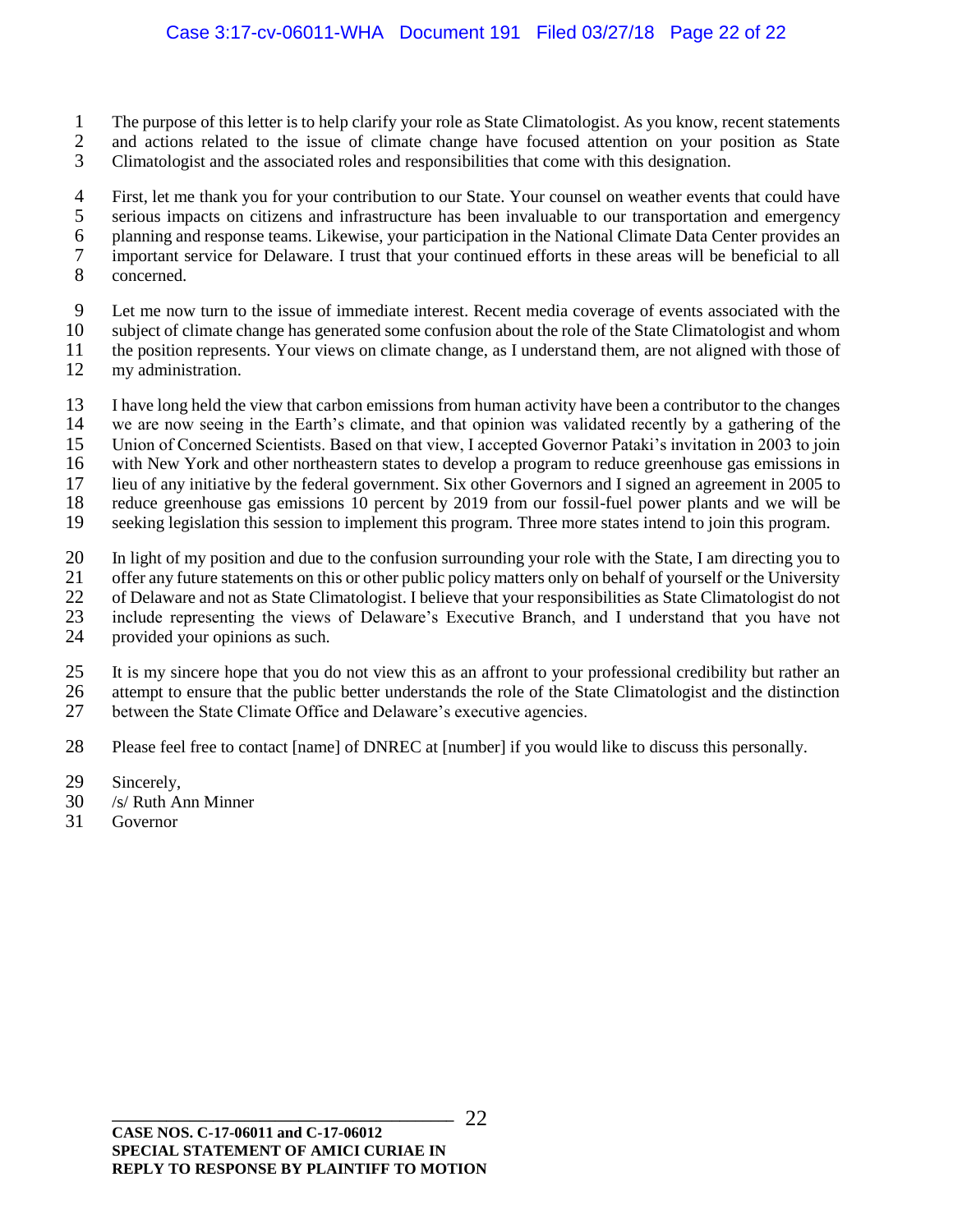The purpose of this letter is to help clarify your role as State Climatologist. As you know, recent statements and actions related to the issue of climate change have focused attention on your position as State Climatologist and the associated roles and responsibilities that come with this designation.

First, let me thank you for your contribution to our State. Your counsel on weather events that could have serious impacts on citizens and infrastructure has been invaluable to our transportation and emergency planning and response teams. Likewise, your participation in the National Climate Data Center provides an important service for Delaware. I trust that your continued efforts in these areas will be beneficial to all concerned.

Let me now turn to the issue of immediate interest. Recent media coverage of events associated with the subject of climate change has generated some confusion about the role of the State Climatologist and whom the position represents. Your views on climate change, as I understand them, are not aligned with those of my administration.

I have long held the view that carbon emissions from human activity have been a contributor to the changes we are now seeing in the Earth's climate, and that opinion was validated recently by a gathering of the Union of Concerned Scientists. Based on that view, I accepted Governor Pataki's invitation in 2003 to join with New York and other northeastern states to develop a program to reduce greenhouse gas emissions in lieu of any initiative by the federal government. Six other Governors and I signed an agreement in 2005 to reduce greenhouse gas emissions 10 percent by 2019 from our fossil-fuel power plants and we will be seeking legislation this session to implement this program. Three more states intend to join this program.

In light of my position and due to the confusion surrounding your role with the State, I am directing you to offer any future statements on this or other public policy matters only on behalf of yourself or the University of Delaware and not as State Climatologist. I believe that your responsibilities as State Climatologist do not include representing the views of Delaware's Executive Branch, and I understand that you have not provided your opinions as such.

It is my sincere hope that you do not view this as an affront to your professional credibility but rather an attempt to ensure that the public better understands the role of the State Climatologist and the distinction between the State Climate Office and Delaware's executive agencies.

Please feel free to contact [name] of DNREC at [number] if you would like to discuss this personally.

Sincerely,
/s/ Ruth Ann Minner
Governor

**CASE NOS. C-17-06011 and C-17-06012**
**SPECIAL STATEMENT OF AMICI CURIAE IN REPLY TO RESPONSE BY PLAINTIFF TO MOTION**